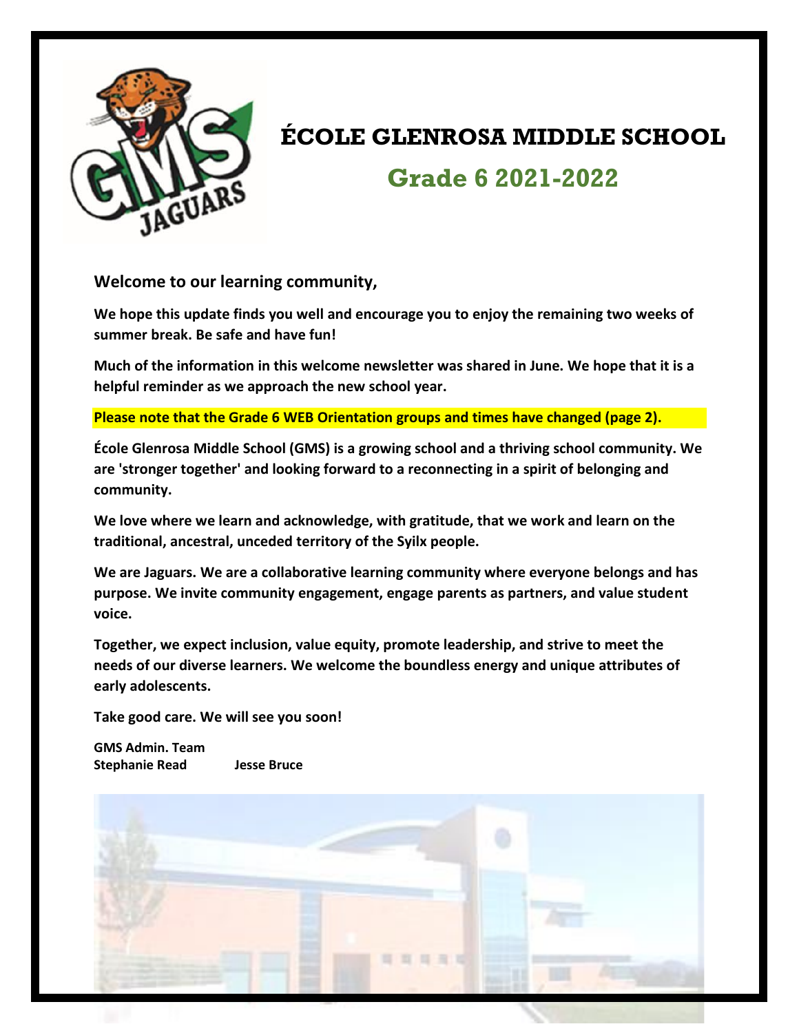# ÉCOLE GLENROSA MIDDLE SCHOOL

## Grade 6 2021-2022

**Welcome to our learning community,**

**We hope this update finds you well and encourage you to enjoy the remaining two weeks of summer break. Be safe and have fun!**

**Much of the information in this welcome newsletter was shared in June. We hope that it is a helpful reminder as we approach the new school year.**

**Please note that the Grade 6 WEB Orientation groups and times have changed (page 2).**

**École Glenrosa Middle School (GMS) is a growing school and a thriving school community. We are 'stronger together' and looking forward to a reconnecting in a spirit of belonging and community.**

**We love where we learn and acknowledge, with gratitude, that we work and learn on the traditional, ancestral, unceded territory of the Syilx people.**

**We are Jaguars. We are a collaborative learning community where everyone belongs and has purpose. We invite community engagement, engage parents as partners, and value student voice.**

**Together, we expect inclusion, value equity, promote leadership, and strive to meet the needs of our diverse learners. We welcome the boundless energy and unique attributes of early adolescents.**

**Take good care. We will see you soon!**

**GMS Admin. Team**
**Stephanie Read Jesse Bruce**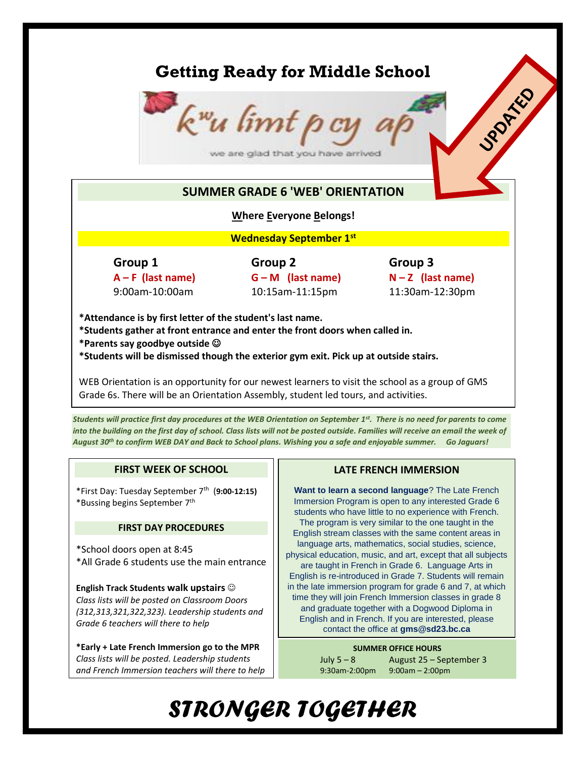# Getting Ready for Middle School

kʷu limt p cy ap

we are glad that you have arrived

UPDATED

## SUMMER GRADE 6 'WEB' ORIENTATION

**<u>W</u>here <u>E</u>veryone <u>B</u>elongs!**

**Wednesday September 1st**

| Group 1 | Group 2 | Group 3 |
|---|---|---|
| **A – F (last name)** | **G – M (last name)** | **N – Z (last name)** |
| 9:00am-10:00am | 10:15am-11:15pm | 11:30am-12:30pm |

**\*Attendance is by first letter of the student's last name.**
**\*Students gather at front entrance and enter the front doors when called in.**
**\*Parents say goodbye outside ☺**
**\*Students will be dismissed though the exterior gym exit. Pick up at outside stairs.**

WEB Orientation is an opportunity for our newest learners to visit the school as a group of GMS Grade 6s. There will be an Orientation Assembly, student led tours, and activities.

***Students will practice first day procedures at the WEB Orientation on September 1st. There is no need for parents to come into the building on the first day of school. Class lists will not be posted outside. Families will receive an email the week of August 30th to confirm WEB DAY and Back to School plans. Wishing you a safe and enjoyable summer. Go Jaguars!***

### FIRST WEEK OF SCHOOL

\*First Day: Tuesday September 7th (**9:00-12:15**)
\*Bussing begins September 7th

### FIRST DAY PROCEDURES

\*School doors open at 8:45
\*All Grade 6 students use the main entrance

**English Track Students walk upstairs ☺**
*Class lists will be posted on Classroom Doors (312,313,321,322,323). Leadership students and Grade 6 teachers will there to help*

**\*Early + Late French Immersion go to the MPR**
*Class lists will be posted. Leadership students and French Immersion teachers will there to help*

### LATE FRENCH IMMERSION

**Want to learn a second language**? The Late French Immersion Program is open to any interested Grade 6 students who have little to no experience with French. The program is very similar to the one taught in the English stream classes with the same content areas in language arts, mathematics, social studies, science, physical education, music, and art, except that all subjects are taught in French in Grade 6. Language Arts in English is re-introduced in Grade 7. Students will remain in the late immersion program for grade 6 and 7, at which time they will join French Immersion classes in grade 8 and graduate together with a Dogwood Diploma in English and in French. If you are interested, please contact the office at **gms@sd23.bc.ca**

**SUMMER OFFICE HOURS**

| July 5 – 8 | August 25 – September 3 |
|---|---|
| 9:30am-2:00pm | 9:00am – 2:00pm |

# *STRONGER TOGETHER*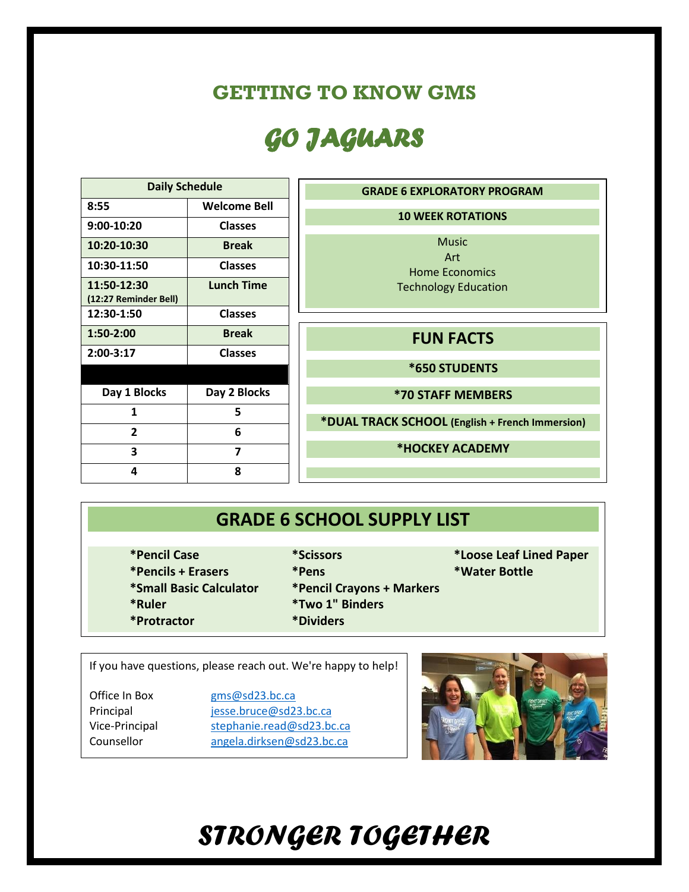# GETTING TO KNOW GMS

# *GO JAGUARS*

| Daily Schedule | |
|---|---|
| 8:55 | Welcome Bell |
| 9:00-10:20 | Classes |
| 10:20-10:30 | Break |
| 10:30-11:50 | Classes |
| 11:50-12:30 (12:27 Reminder Bell) | Lunch Time |
| 12:30-1:50 | Classes |
| 1:50-2:00 | Break |
| 2:00-3:17 | Classes |

| Day 1 Blocks | Day 2 Blocks |
|---|---|
| 1 | 5 |
| 2 | 6 |
| 3 | 7 |
| 4 | 8 |

**GRADE 6 EXPLORATORY PROGRAM**

**10 WEEK ROTATIONS**

Music
Art
Home Economics
Technology Education

## FUN FACTS

**\*650 STUDENTS**

**\*70 STAFF MEMBERS**

**\*DUAL TRACK SCHOOL (English + French Immersion)**

**\*HOCKEY ACADEMY**

## GRADE 6 SCHOOL SUPPLY LIST

- **\*Pencil Case**
- **\*Pencils + Erasers**
- **\*Small Basic Calculator**
- **\*Ruler**
- **\*Protractor**
- **\*Scissors**
- **\*Pens**
- **\*Pencil Crayons + Markers**
- **\*Two 1" Binders**
- **\*Dividers**
- **\*Loose Leaf Lined Paper**
- **\*Water Bottle**

If you have questions, please reach out. We're happy to help!

| | |
|---|---|
| Office In Box | gms@sd23.bc.ca |
| Principal | jesse.bruce@sd23.bc.ca |
| Vice-Principal | stephanie.read@sd23.bc.ca |
| Counsellor | angela.dirksen@sd23.bc.ca |

# *STRONGER TOGETHER*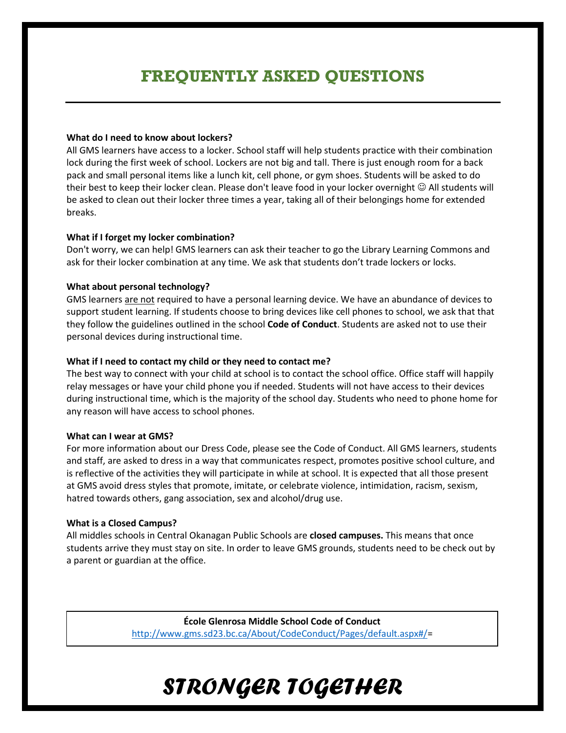# FREQUENTLY ASKED QUESTIONS

**What do I need to know about lockers?**

All GMS learners have access to a locker. School staff will help students practice with their combination lock during the first week of school. Lockers are not big and tall. There is just enough room for a back pack and small personal items like a lunch kit, cell phone, or gym shoes. Students will be asked to do their best to keep their locker clean. Please don't leave food in your locker overnight ☺ All students will be asked to clean out their locker three times a year, taking all of their belongings home for extended breaks.

**What if I forget my locker combination?**

Don't worry, we can help! GMS learners can ask their teacher to go the Library Learning Commons and ask for their locker combination at any time. We ask that students don't trade lockers or locks.

**What about personal technology?**

GMS learners <u>are not</u> required to have a personal learning device. We have an abundance of devices to support student learning. If students choose to bring devices like cell phones to school, we ask that that they follow the guidelines outlined in the school **Code of Conduct**. Students are asked not to use their personal devices during instructional time.

**What if I need to contact my child or they need to contact me?**

The best way to connect with your child at school is to contact the school office. Office staff will happily relay messages or have your child phone you if needed. Students will not have access to their devices during instructional time, which is the majority of the school day. Students who need to phone home for any reason will have access to school phones.

**What can I wear at GMS?**

For more information about our Dress Code, please see the Code of Conduct. All GMS learners, students and staff, are asked to dress in a way that communicates respect, promotes positive school culture, and is reflective of the activities they will participate in while at school. It is expected that all those present at GMS avoid dress styles that promote, imitate, or celebrate violence, intimidation, racism, sexism, hatred towards others, gang association, sex and alcohol/drug use.

**What is a Closed Campus?**

All middles schools in Central Okanagan Public Schools are **closed campuses.** This means that once students arrive they must stay on site. In order to leave GMS grounds, students need to be check out by a parent or guardian at the office.

**École Glenrosa Middle School Code of Conduct**
http://www.gms.sd23.bc.ca/About/CodeConduct/Pages/default.aspx#/=

***STRONGER TOGETHER***